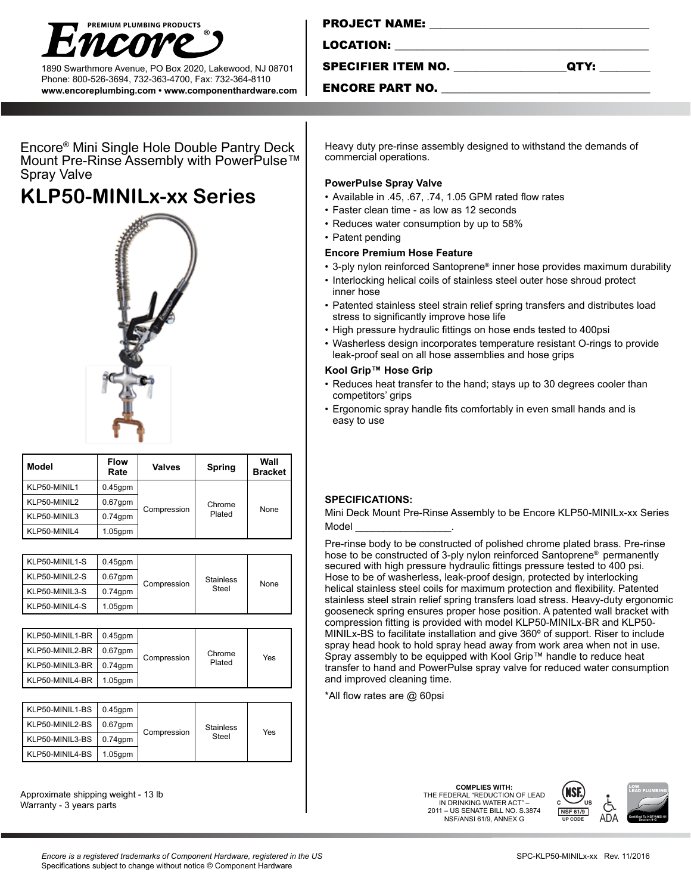**Encore®** PREMIUM PLUMBING PRODUCTS

1890 Swarthmore Avenue, PO Box 2020, Lakewood, NJ 08701
Phone: 800-526-3694, 732-363-4700, Fax: 732-364-8110
**www.encoreplumbing.com • www.componenthardware.com**

**PROJECT NAME:** ________________________________

**LOCATION:** ________________________________

**SPECIFIER ITEM NO.** ________________ **QTY:** ________

**ENCORE PART NO.** ________________________________

Encore® Mini Single Hole Double Pantry Deck Mount Pre-Rinse Assembly with PowerPulse™ Spray Valve

# KLP50-MINILx-xx Series

| Model | Flow Rate | Valves | Spring | Wall Bracket |
|---|---|---|---|---|
| KLP50-MINIL1 | 0.45gpm | Compression | Chrome Plated | None |
| KLP50-MINIL2 | 0.67gpm | | | |
| KLP50-MINIL3 | 0.74gpm | | | |
| KLP50-MINIL4 | 1.05gpm | | | |
| KLP50-MINIL1-S | 0.45gpm | Compression | Stainless Steel | None |
| KLP50-MINIL2-S | 0.67gpm | | | |
| KLP50-MINIL3-S | 0.74gpm | | | |
| KLP50-MINIL4-S | 1.05gpm | | | |
| KLP50-MINIL1-BR | 0.45gpm | Compression | Chrome Plated | Yes |
| KLP50-MINIL2-BR | 0.67gpm | | | |
| KLP50-MINIL3-BR | 0.74gpm | | | |
| KLP50-MINIL4-BR | 1.05gpm | | | |
| KLP50-MINIL1-BS | 0.45gpm | Compression | Stainless Steel | Yes |
| KLP50-MINIL2-BS | 0.67gpm | | | |
| KLP50-MINIL3-BS | 0.74gpm | | | |
| KLP50-MINIL4-BS | 1.05gpm | | | |

Approximate shipping weight - 13 lb
Warranty - 3 years parts

Heavy duty pre-rinse assembly designed to withstand the demands of commercial operations.

### PowerPulse Spray Valve

- Available in .45, .67, .74, 1.05 GPM rated flow rates
- Faster clean time - as low as 12 seconds
- Reduces water consumption by up to 58%
- Patent pending

### Encore Premium Hose Feature

- 3-ply nylon reinforced Santoprene® inner hose provides maximum durability
- Interlocking helical coils of stainless steel outer hose shroud protect inner hose
- Patented stainless steel strain relief spring transfers and distributes load stress to significantly improve hose life
- High pressure hydraulic fittings on hose ends tested to 400psi
- Washerless design incorporates temperature resistant O-rings to provide leak-proof seal on all hose assemblies and hose grips

### Kool Grip™ Hose Grip

- Reduces heat transfer to the hand; stays up to 30 degrees cooler than competitors' grips
- Ergonomic spray handle fits comfortably in even small hands and is easy to use

### SPECIFICATIONS:

Mini Deck Mount Pre-Rinse Assembly to be Encore KLP50-MINILx-xx Series Model ________________.

Pre-rinse body to be constructed of polished chrome plated brass. Pre-rinse hose to be constructed of 3-ply nylon reinforced Santoprene® permanently secured with high pressure hydraulic fittings pressure tested to 400 psi. Hose to be of washerless, leak-proof design, protected by interlocking helical stainless steel coils for maximum protection and flexibility. Patented stainless steel strain relief spring transfers load stress. Heavy-duty ergonomic gooseneck spring ensures proper hose position. A patented wall bracket with compression fitting is provided with model KLP50-MINILx-BR and KLP50-MINILx-BS to facilitate installation and give 360º of support. Riser to include spray head hook to hold spray head away from work area when not in use. Spray assembly to be equipped with Kool Grip™ handle to reduce heat transfer to hand and PowerPulse spray valve for reduced water consumption and improved cleaning time.

*All flow rates are @ 60psi

**COMPLIES WITH:**
THE FEDERAL "REDUCTION OF LEAD IN DRINKING WATER ACT" – 2011 – US SENATE BILL NO. S.3874 NSF/ANSI 61/9, ANNEX G

NSF 61/9 UP CODE — ADA — LOW LEAD PLUMBING Certified To NSF/ANSI 61 Section 9-G

*Encore is a registered trademarks of Component Hardware, registered in the US*
Specifications subject to change without notice © Component Hardware

SPC-KLP50-MINILx-xx Rev. 11/2016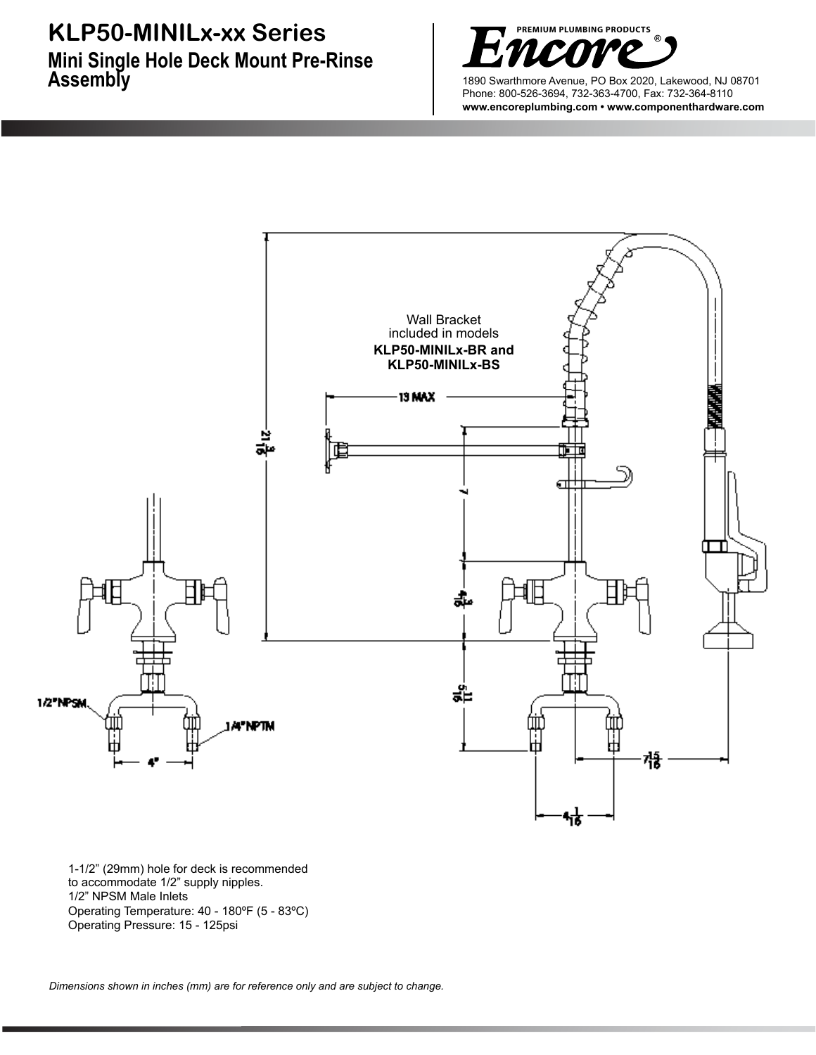# KLP50-MINILx-xx Series

## Mini Single Hole Deck Mount Pre-Rinse Assembly

PREMIUM PLUMBING PRODUCTS
Encore®

1890 Swarthmore Avenue, PO Box 2020, Lakewood, NJ 08701
Phone: 800-526-3694, 732-363-4700, Fax: 732-364-8110
**www.encoreplumbing.com • www.componenthardware.com**

Wall Bracket
included in models
**KLP50-MINILx-BR and**
**KLP50-MINILx-BS**

13 MAX

$21\frac{3}{16}$

7

$4\frac{3}{16}$

$5\frac{11}{16}$

1/2" NPSM

1/4" NPTM

4"

$7\frac{15}{16}$

$4\frac{1}{16}$

1-1/2" (29mm) hole for deck is recommended
to accommodate 1/2" supply nipples.
1/2" NPSM Male Inlets
Operating Temperature: 40 - 180ºF (5 - 83ºC)
Operating Pressure: 15 - 125psi

*Dimensions shown in inches (mm) are for reference only and are subject to change.*